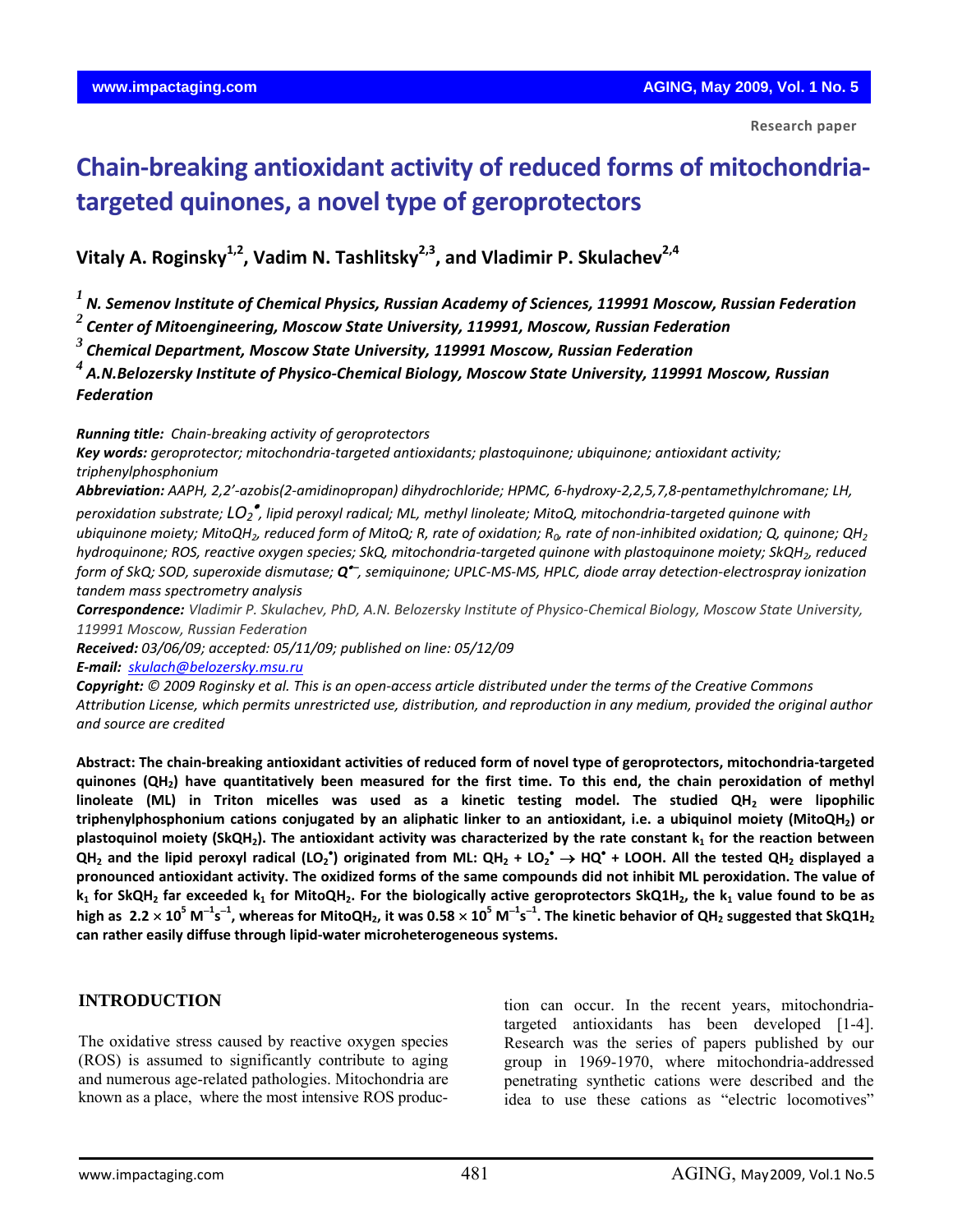Research paper

# Chain-breaking antioxidant activity of reduced forms of mitochondria-targeted quinones, a novel type of geroprotectors

**Vitaly A. Roginsky[1,2], Vadim N. Tashlitsky[2,3], and Vladimir P. Skulachev[2,4]**

*[1] N. Semenov Institute of Chemical Physics, Russian Academy of Sciences, 119991 Moscow, Russian Federation*
*[2] Center of Mitoengineering, Moscow State University, 119991, Moscow, Russian Federation*
*[3] Chemical Department, Moscow State University, 119991 Moscow, Russian Federation*
*[4] A.N.Belozersky Institute of Physico-Chemical Biology, Moscow State University, 119991 Moscow, Russian Federation*

***Running title:*** *Chain-breaking activity of geroprotectors*

***Key words:*** *geroprotector; mitochondria-targeted antioxidants; plastoquinone; ubiquinone; antioxidant activity; triphenylphosphonium*

***Abbreviation:*** *AAPH, 2,2'-azobis(2-amidinopropan) dihydrochloride; HPMC, 6-hydroxy-2,2,5,7,8-pentamethylchromane; LH, peroxidation substrate; $LO_2^{\bullet}$, lipid peroxyl radical; ML, methyl linoleate; MitoQ, mitochondria-targeted quinone with ubiquinone moiety; $MitoQH_2$, reduced form of MitoQ; R, rate of oxidation; $R_0$, rate of non-inhibited oxidation; Q, quinone; $QH_2$ hydroquinone; ROS, reactive oxygen species; SkQ, mitochondria-targeted quinone with plastoquinone moiety; $SkQH_2$, reduced form of SkQ; SOD, superoxide dismutase; $Q^{\bullet-}$, semiquinone; UPLC-MS-MS, HPLC, diode array detection-electrospray ionization tandem mass spectrometry analysis*

***Correspondence:*** *Vladimir P. Skulachev, PhD, A.N. Belozersky Institute of Physico-Chemical Biology, Moscow State University, 119991 Moscow, Russian Federation*

***Received:*** *03/06/09; accepted: 05/11/09; published on line: 05/12/09*

***E-mail:*** *skulach@belozersky.msu.ru*

***Copyright:*** *© 2009 Roginsky et al. This is an open-access article distributed under the terms of the Creative Commons Attribution License, which permits unrestricted use, distribution, and reproduction in any medium, provided the original author and source are credited*

**Abstract: The chain-breaking antioxidant activities of reduced form of novel type of geroprotectors, mitochondria-targeted quinones ($QH_2$) have quantitatively been measured for the first time. To this end, the chain peroxidation of methyl linoleate (ML) in Triton micelles was used as a kinetic testing model. The studied $QH_2$ were lipophilic triphenylphosphonium cations conjugated by an aliphatic linker to an antioxidant, i.e. a ubiquinol moiety ($MitoQH_2$) or plastoquinol moiety ($SkQH_2$). The antioxidant activity was characterized by the rate constant $k_1$ for the reaction between $QH_2$ and the lipid peroxyl radical ($LO_2^{\bullet}$) originated from ML: $QH_2 + LO_2^{\bullet} \rightarrow HQ^{\bullet} + LOOH$. All the tested $QH_2$ displayed a pronounced antioxidant activity. The oxidized forms of the same compounds did not inhibit ML peroxidation. The value of $k_1$ for $SkQH_2$ far exceeded $k_1$ for $MitoQH_2$. For the biologically active geroprotectors $SkQ1H_2$, the $k_1$ value found to be as high as $2.2 \times 10^5$ $M^{-1}s^{-1}$, whereas for $MitoQH_2$, it was $0.58 \times 10^5$ $M^{-1}s^{-1}$. The kinetic behavior of $QH_2$ suggested that $SkQ1H_2$ can rather easily diffuse through lipid-water microheterogeneous systems.**

## INTRODUCTION

The oxidative stress caused by reactive oxygen species (ROS) is assumed to significantly contribute to aging and numerous age-related pathologies. Mitochondria are known as a place, where the most intensive ROS production can occur. In the recent years, mitochondria-targeted antioxidants has been developed [1-4]. Research was the series of papers published by our group in 1969-1970, where mitochondria-addressed penetrating synthetic cations were described and the idea to use these cations as "electric locomotives"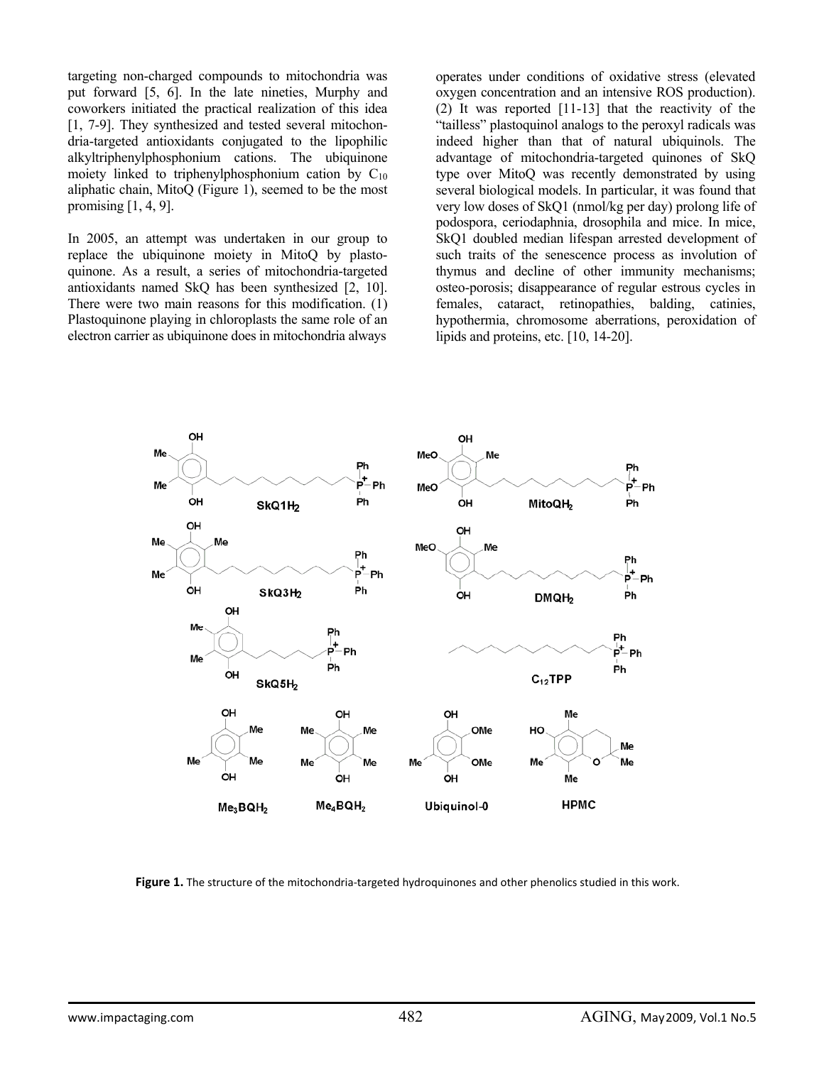targeting non-charged compounds to mitochondria was put forward [5, 6]. In the late nineties, Murphy and coworkers initiated the practical realization of this idea [1, 7-9]. They synthesized and tested several mitochondria-targeted antioxidants conjugated to the lipophilic alkyltriphenylphosphonium cations. The ubiquinone moiety linked to triphenylphosphonium cation by $C_{10}$ aliphatic chain, MitoQ (Figure 1), seemed to be the most promising [1, 4, 9].

In 2005, an attempt was undertaken in our group to replace the ubiquinone moiety in MitoQ by plastoquinone. As a result, a series of mitochondria-targeted antioxidants named SkQ has been synthesized [2, 10]. There were two main reasons for this modification. (1) Plastoquinone playing in chloroplasts the same role of an electron carrier as ubiquinone does in mitochondria always operates under conditions of oxidative stress (elevated oxygen concentration and an intensive ROS production). (2) It was reported [11-13] that the reactivity of the "tailless" plastoquinol analogs to the peroxyl radicals was indeed higher than that of natural ubiquinols. The advantage of mitochondria-targeted quinones of SkQ type over MitoQ was recently demonstrated by using several biological models. In particular, it was found that very low doses of SkQ1 (nmol/kg per day) prolong life of podospora, ceriodaphnia, drosophila and mice. In mice, SkQ1 doubled median lifespan arrested development of such traits of the senescence process as involution of thymus and decline of other immunity mechanisms; osteo-porosis; disappearance of regular estrous cycles in females, cataract, retinopathies, balding, catinies, hypothermia, chromosome aberrations, peroxidation of lipids and proteins, etc. [10, 14-20].

**Figure 1.** The structure of the mitochondria-targeted hydroquinones and other phenolics studied in this work.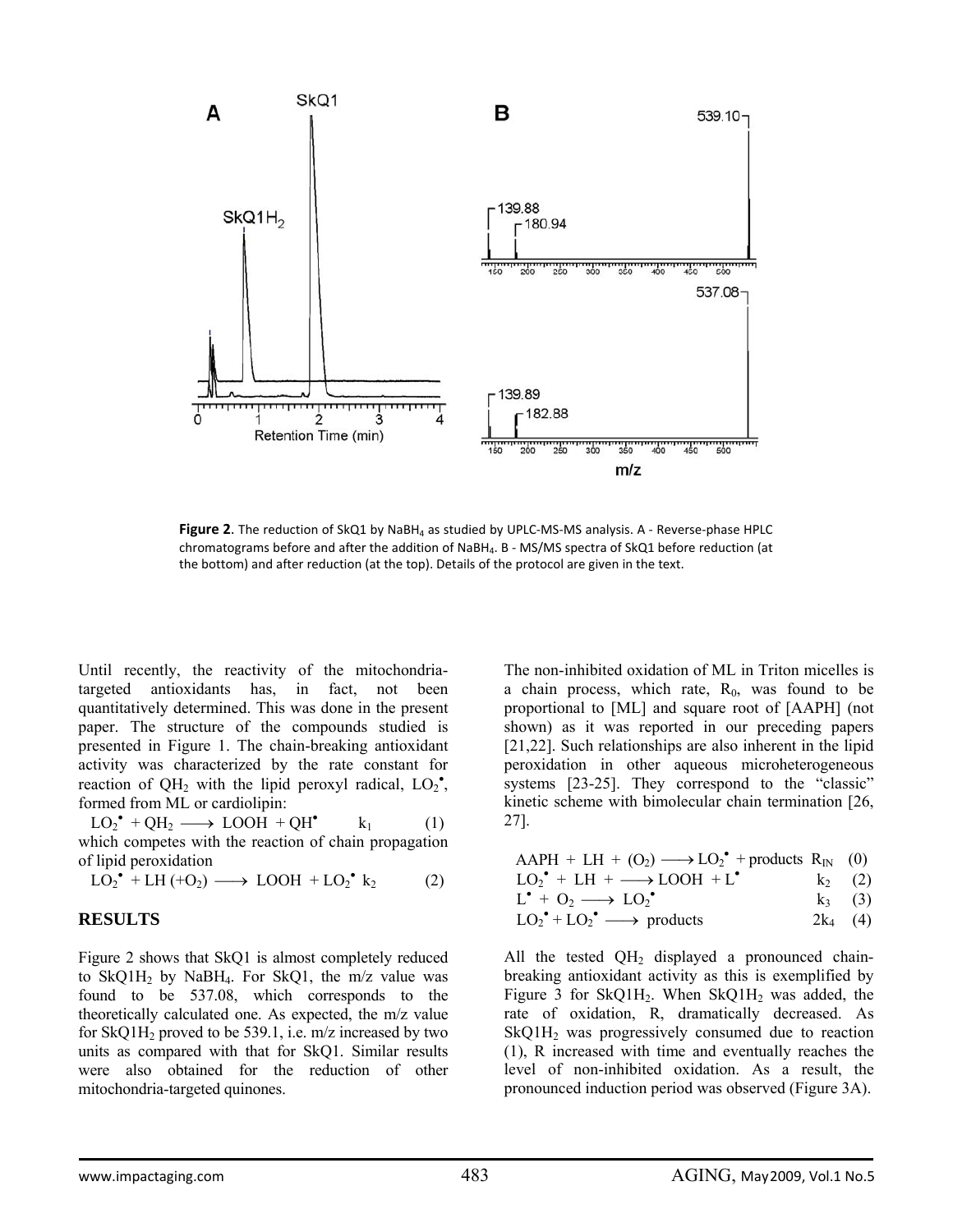**Figure 2**. The reduction of SkQ1 by $NaBH_4$ as studied by UPLC-MS-MS analysis. A - Reverse-phase HPLC chromatograms before and after the addition of $NaBH_4$. B - MS/MS spectra of SkQ1 before reduction (at the bottom) and after reduction (at the top). Details of the protocol are given in the text.

Until recently, the reactivity of the mitochondria-targeted antioxidants has, in fact, not been quantitatively determined. This was done in the present paper. The structure of the compounds studied is presented in Figure 1. The chain-breaking antioxidant activity was characterized by the rate constant for reaction of $QH_2$ with the lipid peroxyl radical, $LO_2^\bullet$, formed from ML or cardiolipin:

$$LO_2^\bullet + QH_2 \longrightarrow LOOH + QH^\bullet \quad k_1 \quad (1)$$

which competes with the reaction of chain propagation of lipid peroxidation

$$LO_2^\bullet + LH\ (+O_2) \longrightarrow LOOH + LO_2^\bullet \quad k_2 \quad (2)$$

## RESULTS

Figure 2 shows that SkQ1 is almost completely reduced to $SkQ1H_2$ by $NaBH_4$. For SkQ1, the m/z value was found to be 537.08, which corresponds to the theoretically calculated one. As expected, the m/z value for $SkQ1H_2$ proved to be 539.1, i.e. m/z increased by two units as compared with that for SkQ1. Similar results were also obtained for the reduction of other mitochondria-targeted quinones.

The non-inhibited oxidation of ML in Triton micelles is a chain process, which rate, $R_0$, was found to be proportional to [ML] and square root of [AAPH] (not shown) as it was reported in our preceding papers [21,22]. Such relationships are also inherent in the lipid peroxidation in other aqueous microheterogeneous systems [23-25]. They correspond to the "classic" kinetic scheme with bimolecular chain termination [26, 27].

$$AAPH + LH + (O_2) \longrightarrow LO_2^\bullet + \text{products} \quad R_{IN} \quad (0)$$

$$LO_2^\bullet + LH + \longrightarrow LOOH + L^\bullet \quad k_2 \quad (2)$$

$$L^\bullet + O_2 \longrightarrow LO_2^\bullet \quad k_3 \quad (3)$$

$$LO_2^\bullet + LO_2^\bullet \longrightarrow \text{products} \quad 2k_4 \quad (4)$$

All the tested $QH_2$ displayed a pronounced chain-breaking antioxidant activity as this is exemplified by Figure 3 for $SkQ1H_2$. When $SkQ1H_2$ was added, the rate of oxidation, R, dramatically decreased. As $SkQ1H_2$ was progressively consumed due to reaction (1), R increased with time and eventually reaches the level of non-inhibited oxidation. As a result, the pronounced induction period was observed (Figure 3A).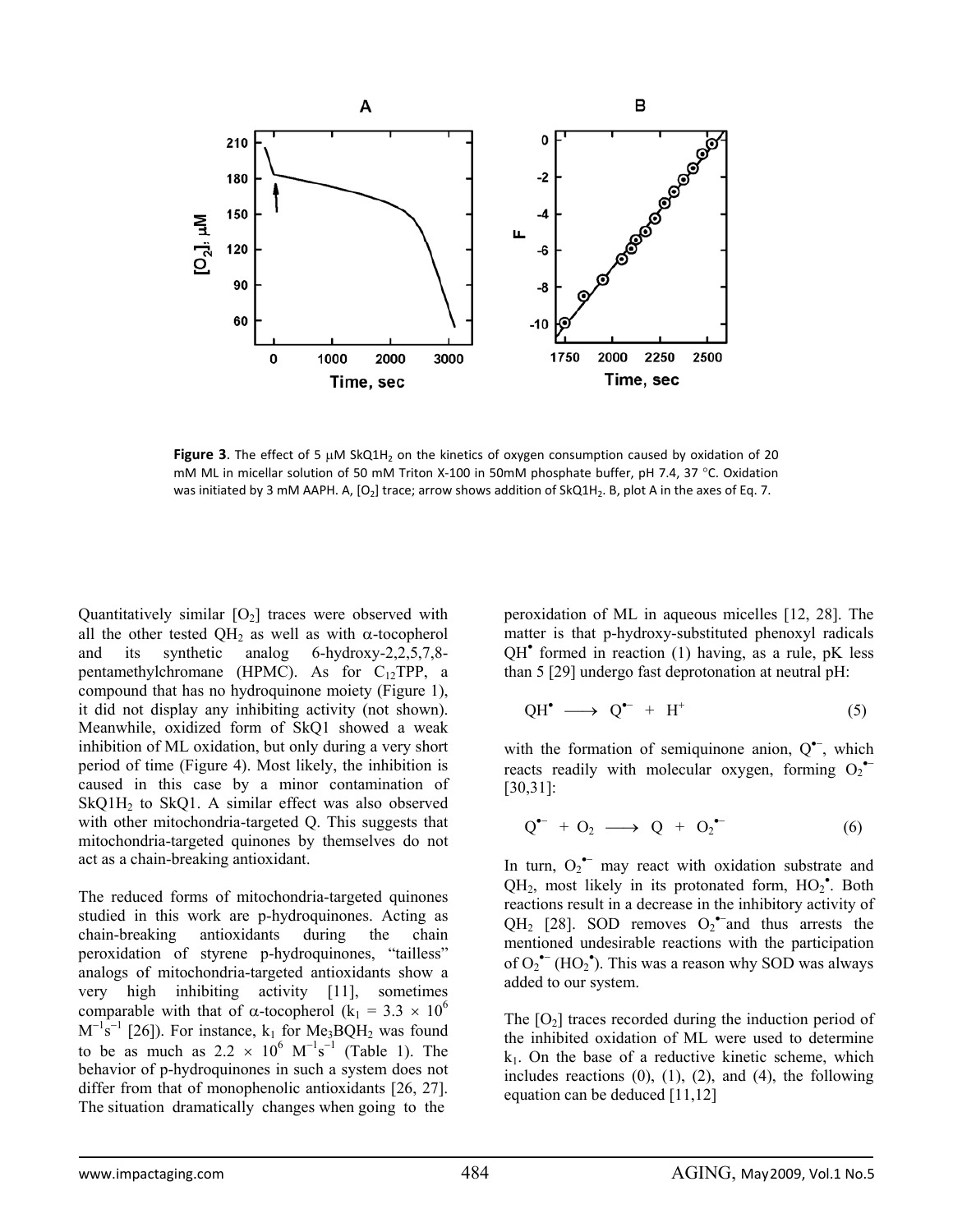Figure 3. The effect of 5 μM $SkQ1H_2$ on the kinetics of oxygen consumption caused by oxidation of 20 mM ML in micellar solution of 50 mM Triton X-100 in 50mM phosphate buffer, pH 7.4, 37 °C. Oxidation was initiated by 3 mM AAPH. A, $[O_2]$ trace; arrow shows addition of $SkQ1H_2$. B, plot A in the axes of Eq. 7.

Quantitatively similar $[O_2]$ traces were observed with all the other tested $QH_2$ as well as with α-tocopherol and its synthetic analog 6-hydroxy-2,2,5,7,8-pentamethylchromane (HPMC). As for $C_{12}TPP$, a compound that has no hydroquinone moiety (Figure 1), it did not display any inhibiting activity (not shown). Meanwhile, oxidized form of SkQ1 showed a weak inhibition of ML oxidation, but only during a very short period of time (Figure 4). Most likely, the inhibition is caused in this case by a minor contamination of $SkQ1H_2$ to SkQ1. A similar effect was also observed with other mitochondria-targeted Q. This suggests that mitochondria-targeted quinones by themselves do not act as a chain-breaking antioxidant.

The reduced forms of mitochondria-targeted quinones studied in this work are p-hydroquinones. Acting as chain-breaking antioxidants during the chain peroxidation of styrene p-hydroquinones, "tailless" analogs of mitochondria-targeted antioxidants show a very high inhibiting activity [11], sometimes comparable with that of α-tocopherol ($k_1 = 3.3 \times 10^6$ $M^{-1}s^{-1}$ [26]). For instance, $k_1$ for $Me_3BQH_2$ was found to be as much as $2.2 \times 10^6$ $M^{-1}s^{-1}$ (Table 1). The behavior of p-hydroquinones in such a system does not differ from that of monophenolic antioxidants [26, 27]. The situation dramatically changes when going to the peroxidation of ML in aqueous micelles [12, 28]. The matter is that p-hydroxy-substituted phenoxyl radicals $QH^{\bullet}$ formed in reaction (1) having, as a rule, pK less than 5 [29] undergo fast deprotonation at neutral pH:

$$QH^{\bullet} \longrightarrow Q^{\bullet -} + H^{+} \qquad (5)$$

with the formation of semiquinone anion, $Q^{\bullet -}$, which reacts readily with molecular oxygen, forming $O_2^{\bullet -}$ [30,31]:

$$Q^{\bullet -} + O_2 \longrightarrow Q + O_2^{\bullet -} \qquad (6)$$

In turn, $O_2^{\bullet -}$ may react with oxidation substrate and $QH_2$, most likely in its protonated form, $HO_2^{\bullet}$. Both reactions result in a decrease in the inhibitory activity of $QH_2$ [28]. SOD removes $O_2^{\bullet -}$and thus arrests the mentioned undesirable reactions with the participation of $O_2^{\bullet -}$ ($HO_2^{\bullet}$). This was a reason why SOD was always added to our system.

The $[O_2]$ traces recorded during the induction period of the inhibited oxidation of ML were used to determine $k_1$. On the base of a reductive kinetic scheme, which includes reactions (0), (1), (2), and (4), the following equation can be deduced [11,12]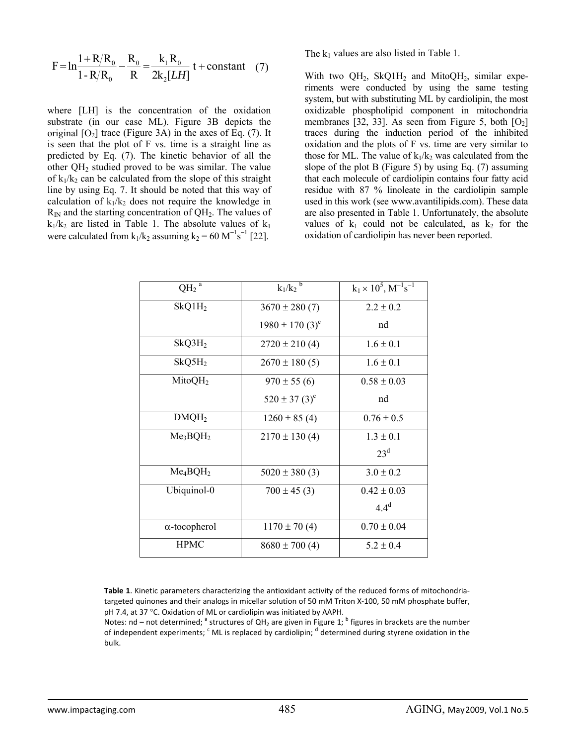$$F = \ln\frac{1 + R/R_0}{1 - R/R_0} - \frac{R_0}{R} = \frac{k_1 R_0}{2k_2[LH]}\, t + \text{constant} \quad (7)$$

where [LH] is the concentration of the oxidation substrate (in our case ML). Figure 3B depicts the original $[O_2]$ trace (Figure 3A) in the axes of Eq. (7). It is seen that the plot of F vs. time is a straight line as predicted by Eq. (7). The kinetic behavior of all the other $QH_2$ studied proved to be was similar. The value of $k_1/k_2$ can be calculated from the slope of this straight line by using Eq. 7. It should be noted that this way of calculation of $k_1/k_2$ does not require the knowledge in $R_{IN}$ and the starting concentration of $QH_2$. The values of $k_1/k_2$ are listed in Table 1. The absolute values of $k_1$ were calculated from $k_1/k_2$ assuming $k_2 = 60\ M^{-1}s^{-1}$ [22]. The $k_1$ values are also listed in Table 1.

With two $QH_2$, $SkQ1H_2$ and $MitoQH_2$, similar experiments were conducted by using the same testing system, but with substituting ML by cardiolipin, the most oxidizable phospholipid component in mitochondria membranes [32, 33]. As seen from Figure 5, both $[O_2]$ traces during the induction period of the inhibited oxidation and the plots of F vs. time are very similar to those for ML. The value of $k_1/k_2$ was calculated from the slope of the plot B (Figure 5) by using Eq. (7) assuming that each molecule of cardiolipin contains four fatty acid residue with 87 % linoleate in the cardiolipin sample used in this work (see www.avantilipids.com). These data are also presented in Table 1. Unfortunately, the absolute values of $k_1$ could not be calculated, as $k_2$ for the oxidation of cardiolipin has never been reported.

| $QH_2$ [a] | $k_1/k_2$ [b] | $k_1 \times 10^5$, $M^{-1}s^{-1}$ |
|---|---|---|
| $SkQ1H_2$ | 3670 ± 280 (7) | 2.2 ± 0.2 |
| | 1980 ± 170 (3)[c] | nd |
| $SkQ3H_2$ | 2720 ± 210 (4) | 1.6 ± 0.1 |
| $SkQ5H_2$ | 2670 ± 180 (5) | 1.6 ± 0.1 |
| $MitoQH_2$ | 970 ± 55 (6) | 0.58 ± 0.03 |
| | 520 ± 37 (3)[c] | nd |
| $DMQH_2$ | 1260 ± 85 (4) | 0.76 ± 0.5 |
| $Me_3BQH_2$ | 2170 ± 130 (4) | 1.3 ± 0.1 |
| | | 23[d] |
| $Me_4BQH_2$ | 5020 ± 380 (3) | 3.0 ± 0.2 |
| Ubiquinol-0 | 700 ± 45 (3) | 0.42 ± 0.03 |
| | | 4.4[d] |
| α-tocopherol | 1170 ± 70 (4) | 0.70 ± 0.04 |
| HPMC | 8680 ± 700 (4) | 5.2 ± 0.4 |

**Table 1**. Kinetic parameters characterizing the antioxidant activity of the reduced forms of mitochondria-targeted quinones and their analogs in micellar solution of 50 mM Triton X-100, 50 mM phosphate buffer, pH 7.4, at 37 °C. Oxidation of ML or cardiolipin was initiated by AAPH.
Notes: nd – not determined; [a] structures of $QH_2$ are given in Figure 1; [b] figures in brackets are the number of independent experiments; [c] ML is replaced by cardiolipin; [d] determined during styrene oxidation in the bulk.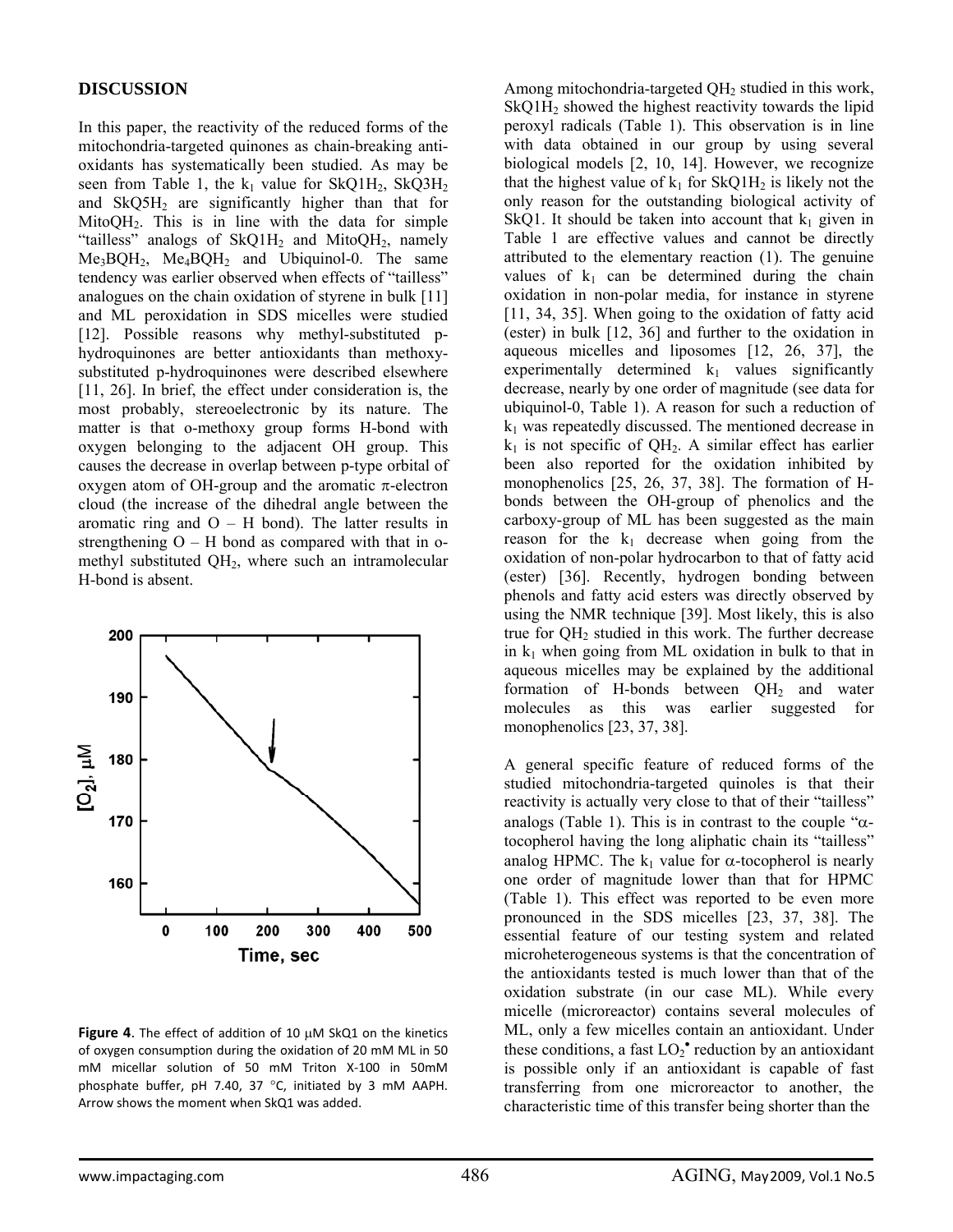## DISCUSSION

In this paper, the reactivity of the reduced forms of the mitochondria-targeted quinones as chain-breaking antioxidants has systematically been studied. As may be seen from Table 1, the $k_1$ value for $SkQ1H_2$, $SkQ3H_2$ and $SkQ5H_2$ are significantly higher than that for $MitoQH_2$. This is in line with the data for simple "tailless" analogs of $SkQ1H_2$ and $MitoQH_2$, namely $Me_3BQH_2$, $Me_4BQH_2$ and Ubiquinol-0. The same tendency was earlier observed when effects of "tailless" analogues on the chain oxidation of styrene in bulk [11] and ML peroxidation in SDS micelles were studied [12]. Possible reasons why methyl-substituted p-hydroquinones are better antioxidants than methoxy-substituted p-hydroquinones were described elsewhere [11, 26]. In brief, the effect under consideration is, the most probably, stereoelectronic by its nature. The matter is that o-methoxy group forms H-bond with oxygen belonging to the adjacent OH group. This causes the decrease in overlap between p-type orbital of oxygen atom of OH-group and the aromatic π-electron cloud (the increase of the dihedral angle between the aromatic ring and O – H bond). The latter results in strengthening O – H bond as compared with that in o-methyl substituted $QH_2$, where such an intramolecular H-bond is absent.

**Figure 4**. The effect of addition of 10 μM SkQ1 on the kinetics of oxygen consumption during the oxidation of 20 mM ML in 50 mM micellar solution of 50 mM Triton X-100 in 50mM phosphate buffer, pH 7.40, 37 °C, initiated by 3 mM AAPH. Arrow shows the moment when SkQ1 was added.

Among mitochondria-targeted $QH_2$ studied in this work, $SkQ1H_2$ showed the highest reactivity towards the lipid peroxyl radicals (Table 1). This observation is in line with data obtained in our group by using several biological models [2, 10, 14]. However, we recognize that the highest value of $k_1$ for $SkQ1H_2$ is likely not the only reason for the outstanding biological activity of SkQ1. It should be taken into account that $k_1$ given in Table 1 are effective values and cannot be directly attributed to the elementary reaction (1). The genuine values of $k_1$ can be determined during the chain oxidation in non-polar media, for instance in styrene [11, 34, 35]. When going to the oxidation of fatty acid (ester) in bulk [12, 36] and further to the oxidation in aqueous micelles and liposomes [12, 26, 37], the experimentally determined $k_1$ values significantly decrease, nearly by one order of magnitude (see data for ubiquinol-0, Table 1). A reason for such a reduction of $k_1$ was repeatedly discussed. The mentioned decrease in $k_1$ is not specific of $QH_2$. A similar effect has earlier been also reported for the oxidation inhibited by monophenolics [25, 26, 37, 38]. The formation of H-bonds between the OH-group of phenolics and the carboxy-group of ML has been suggested as the main reason for the $k_1$ decrease when going from the oxidation of non-polar hydrocarbon to that of fatty acid (ester) [36]. Recently, hydrogen bonding between phenols and fatty acid esters was directly observed by using the NMR technique [39]. Most likely, this is also true for $QH_2$ studied in this work. The further decrease in $k_1$ when going from ML oxidation in bulk to that in aqueous micelles may be explained by the additional formation of H-bonds between $QH_2$ and water molecules as this was earlier suggested for monophenolics [23, 37, 38].

A general specific feature of reduced forms of the studied mitochondria-targeted quinoles is that their reactivity is actually very close to that of their "tailless" analogs (Table 1). This is in contrast to the couple "α-tocopherol having the long aliphatic chain its "tailless" analog HPMC. The $k_1$ value for α-tocopherol is nearly one order of magnitude lower than that for HPMC (Table 1). This effect was reported to be even more pronounced in the SDS micelles [23, 37, 38]. The essential feature of our testing system and related microheterogeneous systems is that the concentration of the antioxidants tested is much lower than that of the oxidation substrate (in our case ML). While every micelle (microreactor) contains several molecules of ML, only a few micelles contain an antioxidant. Under these conditions, a fast $LO_2^{\bullet}$ reduction by an antioxidant is possible only if an antioxidant is capable of fast transferring from one microreactor to another, the characteristic time of this transfer being shorter than the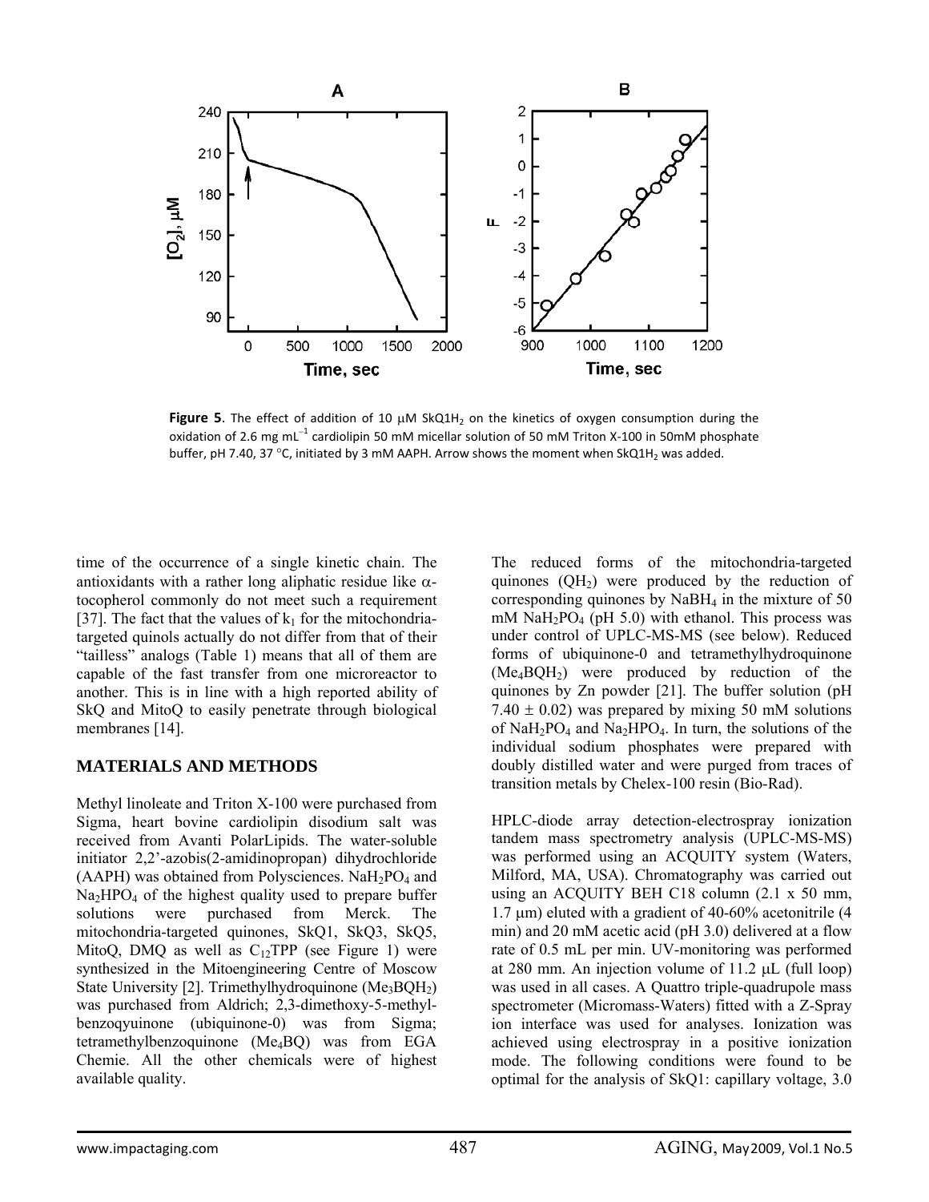**Figure 5**. The effect of addition of 10 μM $SkQ1H_2$ on the kinetics of oxygen consumption during the oxidation of 2.6 mg $mL^{-1}$ cardiolipin 50 mM micellar solution of 50 mM Triton X-100 in 50mM phosphate buffer, pH 7.40, 37 °C, initiated by 3 mM AAPH. Arrow shows the moment when $SkQ1H_2$ was added.

time of the occurrence of a single kinetic chain. The antioxidants with a rather long aliphatic residue like α-tocopherol commonly do not meet such a requirement [37]. The fact that the values of $k_1$ for the mitochondria-targeted quinols actually do not differ from that of their "tailless" analogs (Table 1) means that all of them are capable of the fast transfer from one microreactor to another. This is in line with a high reported ability of SkQ and MitoQ to easily penetrate through biological membranes [14].

## MATERIALS AND METHODS

Methyl linoleate and Triton X-100 were purchased from Sigma, heart bovine cardiolipin disodium salt was received from Avanti PolarLipids. The water-soluble initiator 2,2'-azobis(2-amidinopropan) dihydrochloride (AAPH) was obtained from Polysciences. $NaH_2PO_4$ and $Na_2HPO_4$ of the highest quality used to prepare buffer solutions were purchased from Merck. The mitochondria-targeted quinones, SkQ1, SkQ3, SkQ5, MitoQ, DMQ as well as $C_{12}TPP$ (see Figure 1) were synthesized in the Mitoengineering Centre of Moscow State University [2]. Trimethylhydroquinone ($Me_3BQH_2$) was purchased from Aldrich; 2,3-dimethoxy-5-methyl-benzoqyuinone (ubiquinone-0) was from Sigma; tetramethylbenzoquinone ($Me_4BQ$) was from EGA Chemie. All the other chemicals were of highest available quality.

The reduced forms of the mitochondria-targeted quinones ($QH_2$) were produced by the reduction of corresponding quinones by $NaBH_4$ in the mixture of 50 mM $NaH_2PO_4$ (pH 5.0) with ethanol. This process was under control of UPLC-MS-MS (see below). Reduced forms of ubiquinone-0 and tetramethylhydroquinone ($Me_4BQH_2$) were produced by reduction of the quinones by Zn powder [21]. The buffer solution (pH 7.40 ± 0.02) was prepared by mixing 50 mM solutions of $NaH_2PO_4$ and $Na_2HPO_4$. In turn, the solutions of the individual sodium phosphates were prepared with doubly distilled water and were purged from traces of transition metals by Chelex-100 resin (Bio-Rad).

HPLC-diode array detection-electrospray ionization tandem mass spectrometry analysis (UPLC-MS-MS) was performed using an ACQUITY system (Waters, Milford, MA, USA). Chromatography was carried out using an ACQUITY BEH C18 column (2.1 x 50 mm, 1.7 μm) eluted with a gradient of 40-60% acetonitrile (4 min) and 20 mM acetic acid (pH 3.0) delivered at a flow rate of 0.5 mL per min. UV-monitoring was performed at 280 mm. An injection volume of 11.2 μL (full loop) was used in all cases. A Quattro triple-quadrupole mass spectrometer (Micromass-Waters) fitted with a Z-Spray ion interface was used for analyses. Ionization was achieved using electrospray in a positive ionization mode. The following conditions were found to be optimal for the analysis of SkQ1: capillary voltage, 3.0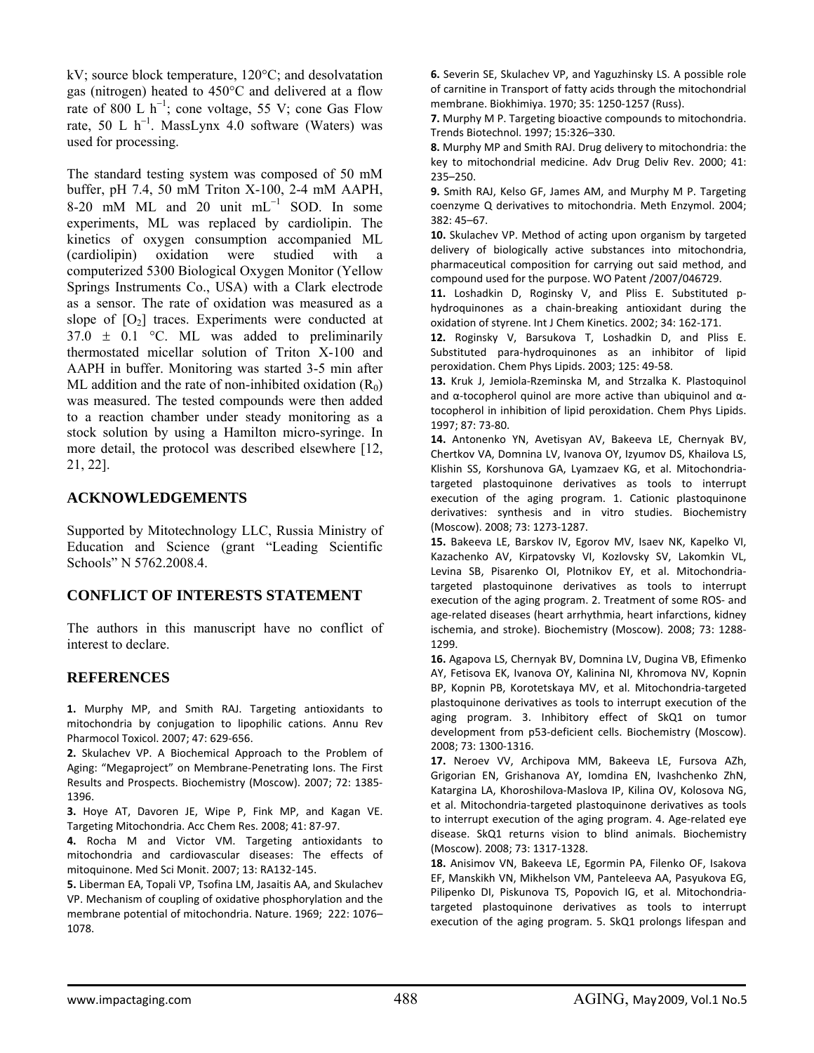kV; source block temperature, 120°C; and desolvatation gas (nitrogen) heated to 450°C and delivered at a flow rate of 800 L $h^{-1}$; cone voltage, 55 V; cone Gas Flow rate, 50 L $h^{-1}$. MassLynx 4.0 software (Waters) was used for processing.

The standard testing system was composed of 50 mM buffer, pH 7.4, 50 mM Triton X-100, 2-4 mM AAPH, 8-20 mM ML and 20 unit $mL^{-1}$ SOD. In some experiments, ML was replaced by cardiolipin. The kinetics of oxygen consumption accompanied ML (cardiolipin) oxidation were studied with a computerized 5300 Biological Oxygen Monitor (Yellow Springs Instruments Co., USA) with a Clark electrode as a sensor. The rate of oxidation was measured as a slope of [$O_2$] traces. Experiments were conducted at 37.0 ± 0.1 °C. ML was added to preliminarily thermostated micellar solution of Triton X-100 and AAPH in buffer. Monitoring was started 3-5 min after ML addition and the rate of non-inhibited oxidation ($R_0$) was measured. The tested compounds were then added to a reaction chamber under steady monitoring as a stock solution by using a Hamilton micro-syringe. In more detail, the protocol was described elsewhere [12, 21, 22].

## ACKNOWLEDGEMENTS

Supported by Mitotechnology LLC, Russia Ministry of Education and Science (grant "Leading Scientific Schools" N 5762.2008.4.

## CONFLICT OF INTERESTS STATEMENT

The authors in this manuscript have no conflict of interest to declare.

## REFERENCES

**1.** Murphy MP, and Smith RAJ. Targeting antioxidants to mitochondria by conjugation to lipophilic cations. Annu Rev Pharmocol Toxicol. 2007; 47: 629-656.

**2.** Skulachev VP. A Biochemical Approach to the Problem of Aging: "Megaproject" on Membrane-Penetrating Ions. The First Results and Prospects. Biochemistry (Moscow). 2007; 72: 1385-1396.

**3.** Hoye AT, Davoren JE, Wipe P, Fink MP, and Kagan VE. Targeting Mitochondria. Acc Chem Res. 2008; 41: 87-97.

**4.** Rocha M and Victor VM. Targeting antioxidants to mitochondria and cardiovascular diseases: The effects of mitoquinone. Med Sci Monit. 2007; 13: RA132-145.

**5.** Liberman EA, Topali VP, Tsofina LM, Jasaitis AA, and Skulachev VP. Mechanism of coupling of oxidative phosphorylation and the membrane potential of mitochondria. Nature. 1969; 222: 1076–1078.

**6.** Severin SE, Skulachev VP, and Yaguzhinsky LS. A possible role of carnitine in Transport of fatty acids through the mitochondrial membrane. Biokhimiya. 1970; 35: 1250-1257 (Russ).

**7.** Murphy M P. Targeting bioactive compounds to mitochondria. Trends Biotechnol. 1997; 15:326–330.

**8.** Murphy MP and Smith RAJ. Drug delivery to mitochondria: the key to mitochondrial medicine. Adv Drug Deliv Rev. 2000; 41: 235–250.

**9.** Smith RAJ, Kelso GF, James AM, and Murphy M P. Targeting coenzyme Q derivatives to mitochondria. Meth Enzymol. 2004; 382: 45–67.

**10.** Skulachev VP. Method of acting upon organism by targeted delivery of biologically active substances into mitochondria, pharmaceutical composition for carrying out said method, and compound used for the purpose. WO Patent /2007/046729.

**11.** Loshadkin D, Roginsky V, and Pliss E. Substituted p-hydroquinones as a chain-breaking antioxidant during the oxidation of styrene. Int J Chem Kinetics. 2002; 34: 162-171.

**12.** Roginsky V, Barsukova T, Loshadkin D, and Pliss E. Substituted para-hydroquinones as an inhibitor of lipid peroxidation. Chem Phys Lipids. 2003; 125: 49-58.

**13.** Kruk J, Jemiola-Rzeminska M, and Strzalka K. Plastoquinol and α-tocopherol quinol are more active than ubiquinol and α-tocopherol in inhibition of lipid peroxidation. Chem Phys Lipids. 1997; 87: 73-80.

**14.** Antonenko YN, Avetisyan AV, Bakeeva LE, Chernyak BV, Chertkov VA, Domnina LV, Ivanova OY, Izyumov DS, Khailova LS, Klishin SS, Korshunova GA, Lyamzaev KG, et al. Mitochondria-targeted plastoquinone derivatives as tools to interrupt execution of the aging program. 1. Cationic plastoquinone derivatives: synthesis and in vitro studies. Biochemistry (Moscow). 2008; 73: 1273-1287.

**15.** Bakeeva LE, Barskov IV, Egorov MV, Isaev NK, Kapelko VI, Kazachenko AV, Kirpatovsky VI, Kozlovsky SV, Lakomkin VL, Levina SB, Pisarenko OI, Plotnikov EY, et al. Mitochondria-targeted plastoquinone derivatives as tools to interrupt execution of the aging program. 2. Treatment of some ROS- and age-related diseases (heart arrhythmia, heart infarctions, kidney ischemia, and stroke). Biochemistry (Moscow). 2008; 73: 1288-1299.

**16.** Agapova LS, Chernyak BV, Domnina LV, Dugina VB, Efimenko AY, Fetisova EK, Ivanova OY, Kalinina NI, Khromova NV, Kopnin BP, Kopnin PB, Korotetskaya MV, et al. Mitochondria-targeted plastoquinone derivatives as tools to interrupt execution of the aging program. 3. Inhibitory effect of SkQ1 on tumor development from p53-deficient cells. Biochemistry (Moscow). 2008; 73: 1300-1316.

**17.** Neroev VV, Archipova MM, Bakeeva LE, Fursova AZh, Grigorian EN, Grishanova AY, Iomdina EN, Ivashchenko ZhN, Katargina LA, Khoroshilova-Maslova IP, Kilina OV, Kolosova NG, et al. Mitochondria-targeted plastoquinone derivatives as tools to interrupt execution of the aging program. 4. Age-related eye disease. SkQ1 returns vision to blind animals. Biochemistry (Moscow). 2008; 73: 1317-1328.

**18.** Anisimov VN, Bakeeva LE, Egormin PA, Filenko OF, Isakova EF, Manskikh VN, Mikhelson VM, Panteleeva AA, Pasyukova EG, Pilipenko DI, Piskunova TS, Popovich IG, et al. Mitochondria-targeted plastoquinone derivatives as tools to interrupt execution of the aging program. 5. SkQ1 prolongs lifespan and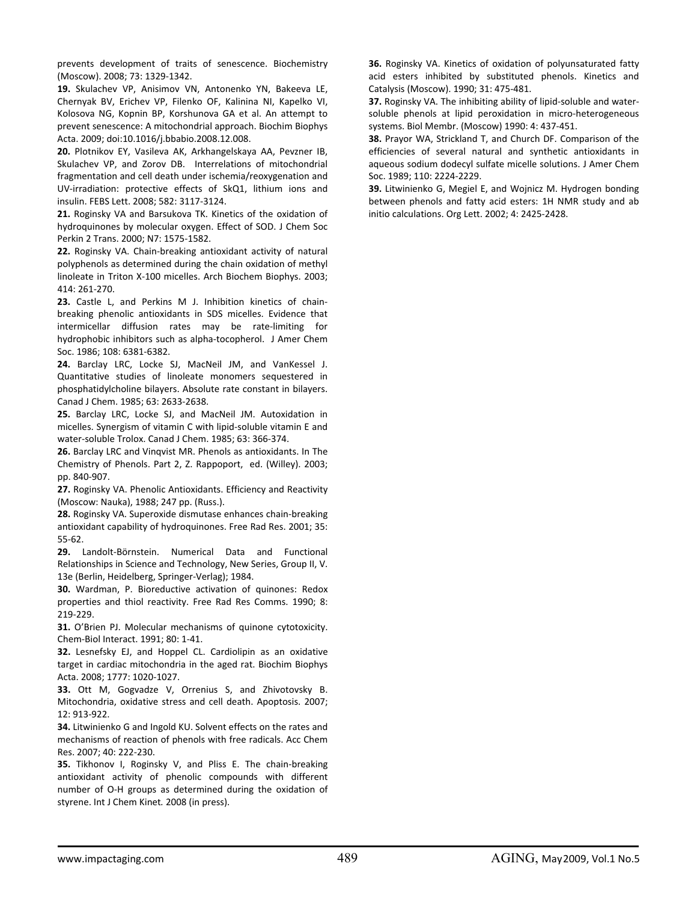prevents development of traits of senescence. Biochemistry (Moscow). 2008; 73: 1329-1342.

**19.** Skulachev VP, Anisimov VN, Antonenko YN, Bakeeva LE, Chernyak BV, Erichev VP, Filenko OF, Kalinina NI, Kapelko VI, Kolosova NG, Kopnin BP, Korshunova GA et al. An attempt to prevent senescence: A mitochondrial approach. Biochim Biophys Acta. 2009; doi:10.1016/j.bbabio.2008.12.008.

**20.** Plotnikov EY, Vasileva AK, Arkhangelskaya AA, Pevzner IB, Skulachev VP, and Zorov DB. Interrelations of mitochondrial fragmentation and cell death under ischemia/reoxygenation and UV-irradiation: protective effects of SkQ1, lithium ions and insulin. FEBS Lett. 2008; 582: 3117-3124.

**21.** Roginsky VA and Barsukova TK. Kinetics of the oxidation of hydroquinones by molecular oxygen. Effect of SOD. J Chem Soc Perkin 2 Trans. 2000; N7: 1575-1582.

**22.** Roginsky VA. Chain-breaking antioxidant activity of natural polyphenols as determined during the chain oxidation of methyl linoleate in Triton X-100 micelles. Arch Biochem Biophys. 2003; 414: 261-270.

**23.** Castle L, and Perkins M J. Inhibition kinetics of chain-breaking phenolic antioxidants in SDS micelles. Evidence that intermicellar diffusion rates may be rate-limiting for hydrophobic inhibitors such as alpha-tocopherol. J Amer Chem Soc. 1986; 108: 6381-6382.

**24.** Barclay LRC, Locke SJ, MacNeil JM, and VanKessel J. Quantitative studies of linoleate monomers sequestered in phosphatidylcholine bilayers. Absolute rate constant in bilayers. Canad J Chem. 1985; 63: 2633-2638.

**25.** Barclay LRC, Locke SJ, and MacNeil JM. Autoxidation in micelles. Synergism of vitamin C with lipid-soluble vitamin E and water-soluble Trolox. Canad J Chem. 1985; 63: 366-374.

**26.** Barclay LRC and Vinqvist MR. Phenols as antioxidants. In The Chemistry of Phenols. Part 2, Z. Rappoport, ed. (Willey). 2003; pp. 840-907.

**27.** Roginsky VA. Phenolic Antioxidants. Efficiency and Reactivity (Moscow: Nauka), 1988; 247 pp. (Russ.).

**28.** Roginsky VA. Superoxide dismutase enhances chain-breaking antioxidant capability of hydroquinones. Free Rad Res. 2001; 35: 55-62.

**29.** Landolt-Börnstein. Numerical Data and Functional Relationships in Science and Technology, New Series, Group II, V. 13e (Berlin, Heidelberg, Springer-Verlag); 1984.

**30.** Wardman, P. Bioreductive activation of quinones: Redox properties and thiol reactivity. Free Rad Res Comms. 1990; 8: 219-229.

**31.** O'Brien PJ. Molecular mechanisms of quinone cytotoxicity. Chem-Biol Interact. 1991; 80: 1-41.

**32.** Lesnefsky EJ, and Hoppel CL. Cardiolipin as an oxidative target in cardiac mitochondria in the aged rat. Biochim Biophys Acta. 2008; 1777: 1020-1027.

**33.** Ott M, Gogvadze V, Orrenius S, and Zhivotovsky B. Mitochondria, oxidative stress and cell death. Apoptosis. 2007; 12: 913-922.

**34.** Litwinienko G and Ingold KU. Solvent effects on the rates and mechanisms of reaction of phenols with free radicals. Acc Chem Res. 2007; 40: 222-230.

**35.** Tikhonov I, Roginsky V, and Pliss E. The chain-breaking antioxidant activity of phenolic compounds with different number of O-H groups as determined during the oxidation of styrene. Int J Chem Kinet. 2008 (in press).

**36.** Roginsky VA. Kinetics of oxidation of polyunsaturated fatty acid esters inhibited by substituted phenols. Kinetics and Catalysis (Moscow). 1990; 31: 475-481.

**37.** Roginsky VA. The inhibiting ability of lipid-soluble and water-soluble phenols at lipid peroxidation in micro-heterogeneous systems. Biol Membr. (Moscow) 1990: 4: 437-451.

**38.** Prayor WA, Strickland T, and Church DF. Comparison of the efficiencies of several natural and synthetic antioxidants in aqueous sodium dodecyl sulfate micelle solutions. J Amer Chem Soc. 1989; 110: 2224-2229.

**39.** Litwinienko G, Megiel E, and Wojnicz M. Hydrogen bonding between phenols and fatty acid esters: 1H NMR study and ab initio calculations. Org Lett. 2002; 4: 2425-2428.